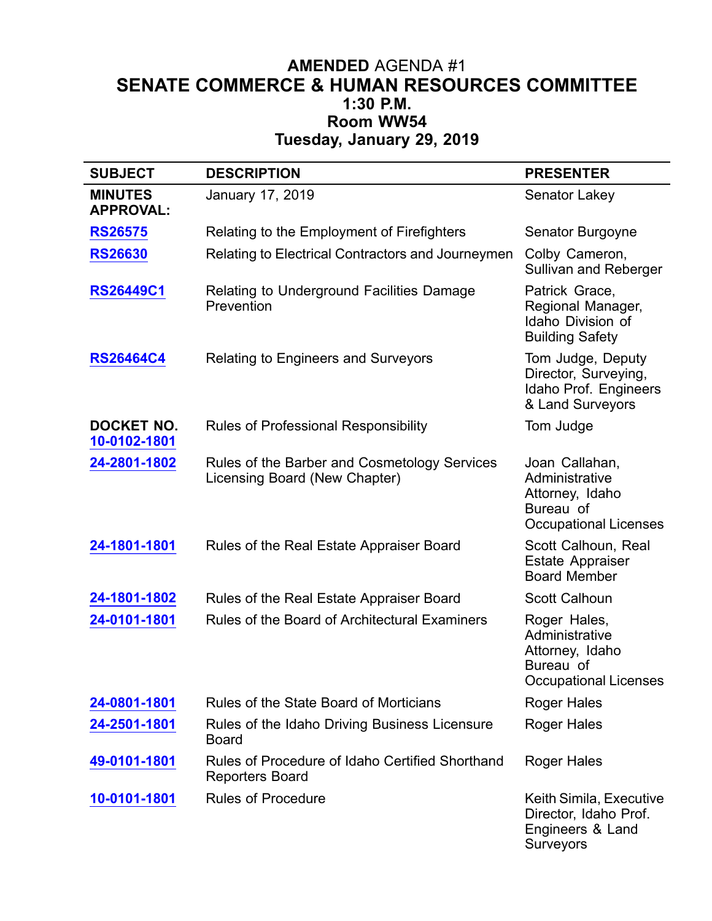# **AMENDED** AGENDA #1
# SENATE COMMERCE & HUMAN RESOURCES COMMITTEE
## 1:30 P.M.
## Room WW54
## Tuesday, January 29, 2019

| SUBJECT | DESCRIPTION | PRESENTER |
|---|---|---|
| **MINUTES APPROVAL:** | January 17, 2019 | Senator Lakey |
| **RS26575** | Relating to the Employment of Firefighters | Senator Burgoyne |
| **RS26630** | Relating to Electrical Contractors and Journeymen | Colby Cameron, Sullivan and Reberger |
| **RS26449C1** | Relating to Underground Facilities Damage Prevention | Patrick Grace, Regional Manager, Idaho Division of Building Safety |
| **RS26464C4** | Relating to Engineers and Surveyors | Tom Judge, Deputy Director, Surveying, Idaho Prof. Engineers & Land Surveyors |
| **DOCKET NO. 10-0102-1801** | Rules of Professional Responsibility | Tom Judge |
| **24-2801-1802** | Rules of the Barber and Cosmetology Services Licensing Board (New Chapter) | Joan Callahan, Administrative Attorney, Idaho Bureau of Occupational Licenses |
| **24-1801-1801** | Rules of the Real Estate Appraiser Board | Scott Calhoun, Real Estate Appraiser Board Member |
| **24-1801-1802** | Rules of the Real Estate Appraiser Board | Scott Calhoun |
| **24-0101-1801** | Rules of the Board of Architectural Examiners | Roger Hales, Administrative Attorney, Idaho Bureau of Occupational Licenses |
| **24-0801-1801** | Rules of the State Board of Morticians | Roger Hales |
| **24-2501-1801** | Rules of the Idaho Driving Business Licensure Board | Roger Hales |
| **49-0101-1801** | Rules of Procedure of Idaho Certified Shorthand Reporters Board | Roger Hales |
| **10-0101-1801** | Rules of Procedure | Keith Simila, Executive Director, Idaho Prof. Engineers & Land Surveyors |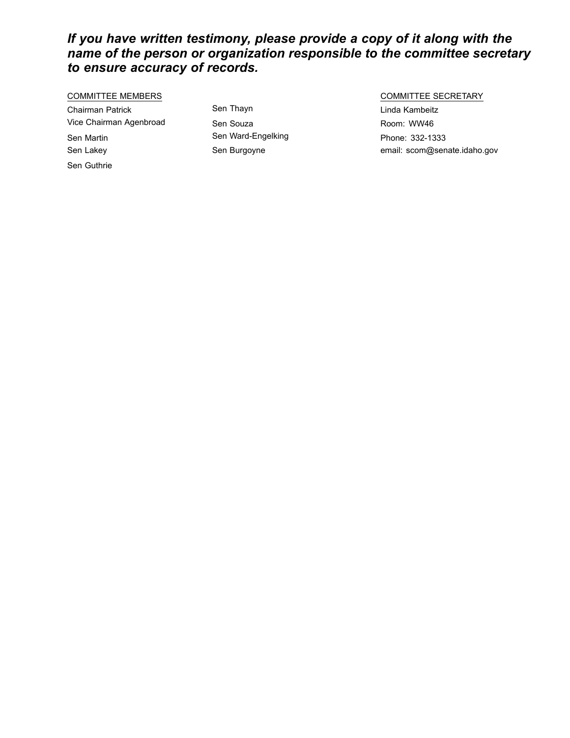***If you have written testimony, please provide a copy of it along with the name of the person or organization responsible to the committee secretary to ensure accuracy of records.***

| COMMITTEE MEMBERS | | COMMITTEE SECRETARY |
|---|---|---|
| Chairman Patrick | Sen Thayn | Linda Kambeitz |
| Vice Chairman Agenbroad | Sen Souza | Room: WW46 |
| Sen Martin | Sen Ward-Engelking | Phone: 332-1333 |
| Sen Lakey | Sen Burgoyne | email: scom@senate.idaho.gov |
| Sen Guthrie | | |